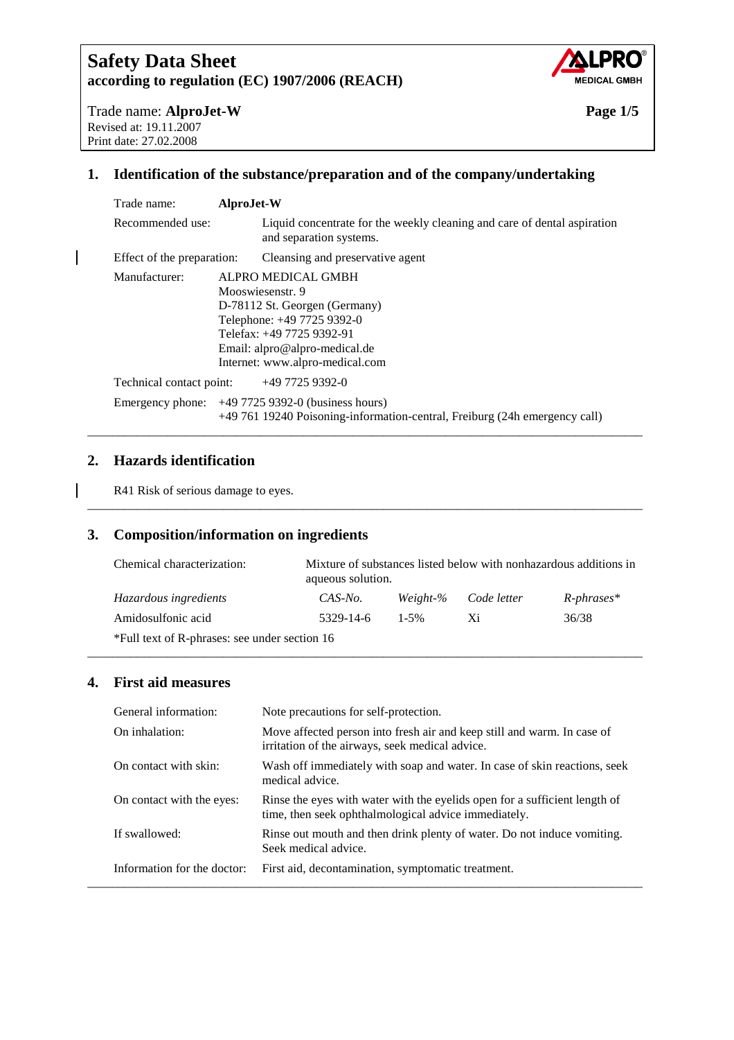# Safety Data Sheet
**according to regulation (EC) 1907/2006 (REACH)**

Trade name: **AlproJet-W**
Revised at: 19.11.2007
Print date: 27.02.2008

## 1. Identification of the substance/preparation and of the company/undertaking

Trade name: **AlproJet-W**

Recommended use: Liquid concentrate for the weekly cleaning and care of dental aspiration and separation systems.

Effect of the preparation: Cleansing and preservative agent

Manufacturer: ALPRO MEDICAL GMBH
Mooswiesenstr. 9
D-78112 St. Georgen (Germany)
Telephone: +49 7725 9392-0
Telefax: +49 7725 9392-91
Email: alpro@alpro-medical.de
Internet: www.alpro-medical.com

Technical contact point: +49 7725 9392-0

Emergency phone: +49 7725 9392-0 (business hours)
+49 761 19240 Poisoning-information-central, Freiburg (24h emergency call)

## 2. Hazards identification

R41 Risk of serious damage to eyes.

## 3. Composition/information on ingredients

Chemical characterization: Mixture of substances listed below with nonhazardous additions in aqueous solution.

| *Hazardous ingredients* | *CAS-No.* | *Weight-%* | *Code letter* | *R-phrases** |
|---|---|---|---|---|
| Amidosulfonic acid | 5329-14-6 | 1-5% | Xi | 36/38 |

*Full text of R-phrases: see under section 16

## 4. First aid measures

General information: Note precautions for self-protection.

On inhalation: Move affected person into fresh air and keep still and warm. In case of irritation of the airways, seek medical advice.

On contact with skin: Wash off immediately with soap and water. In case of skin reactions, seek medical advice.

On contact with the eyes: Rinse the eyes with water with the eyelids open for a sufficient length of time, then seek ophthalmological advice immediately.

If swallowed: Rinse out mouth and then drink plenty of water. Do not induce vomiting. Seek medical advice.

Information for the doctor: First aid, decontamination, symptomatic treatment.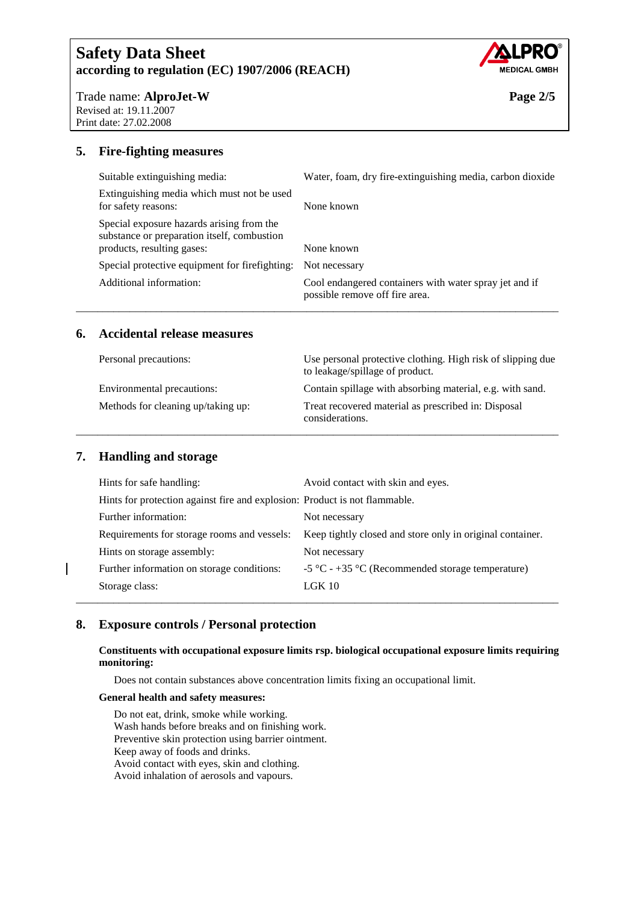## 5. Fire-fighting measures

| | |
|---|---|
| Suitable extinguishing media: | Water, foam, dry fire-extinguishing media, carbon dioxide |
| Extinguishing media which must not be used for safety reasons: | None known |
| Special exposure hazards arising from the substance or preparation itself, combustion products, resulting gases: | None known |
| Special protective equipment for firefighting: | Not necessary |
| Additional information: | Cool endangered containers with water spray jet and if possible remove off fire area. |

## 6. Accidental release measures

| | |
|---|---|
| Personal precautions: | Use personal protective clothing. High risk of slipping due to leakage/spillage of product. |
| Environmental precautions: | Contain spillage with absorbing material, e.g. with sand. |
| Methods for cleaning up/taking up: | Treat recovered material as prescribed in: Disposal considerations. |

## 7. Handling and storage

| | |
|---|---|
| Hints for safe handling: | Avoid contact with skin and eyes. |
| Hints for protection against fire and explosion: | Product is not flammable. |
| Further information: | Not necessary |
| Requirements for storage rooms and vessels: | Keep tightly closed and store only in original container. |
| Hints on storage assembly: | Not necessary |
| Further information on storage conditions: | -5 °C - +35 °C (Recommended storage temperature) |
| Storage class: | LGK 10 |

## 8. Exposure controls / Personal protection

**Constituents with occupational exposure limits rsp. biological occupational exposure limits requiring monitoring:**

Does not contain substances above concentration limits fixing an occupational limit.

**General health and safety measures:**

Do not eat, drink, smoke while working.
Wash hands before breaks and on finishing work.
Preventive skin protection using barrier ointment.
Keep away of foods and drinks.
Avoid contact with eyes, skin and clothing.
Avoid inhalation of aerosols and vapours.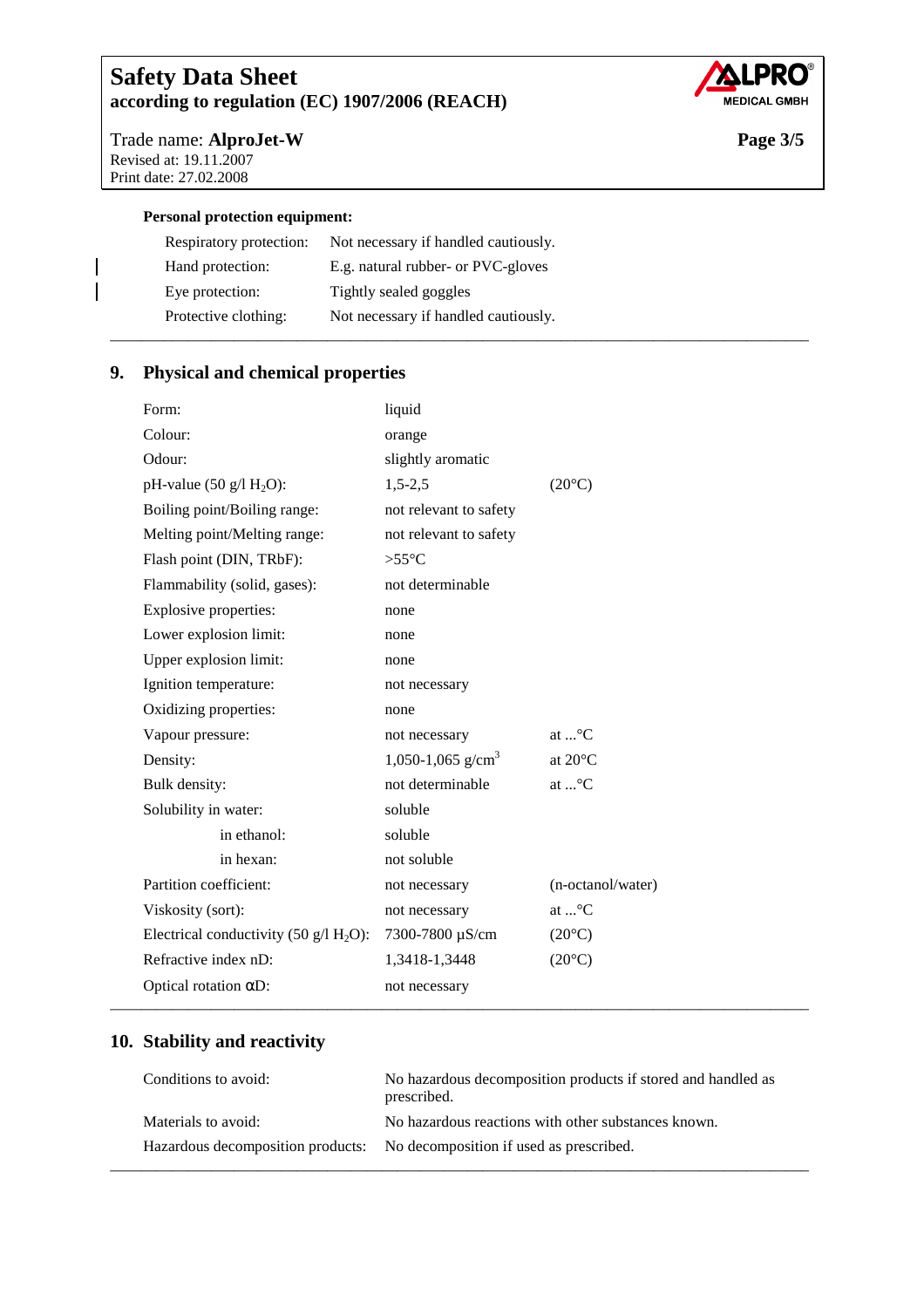**Personal protection equipment:**

| | |
|---|---|
| Respiratory protection: | Not necessary if handled cautiously. |
| Hand protection: | E.g. natural rubber- or PVC-gloves |
| Eye protection: | Tightly sealed goggles |
| Protective clothing: | Not necessary if handled cautiously. |

## 9. Physical and chemical properties

| | | |
|---|---|---|
| Form: | liquid | |
| Colour: | orange | |
| Odour: | slightly aromatic | |
| pH-value (50 g/l $H_2O$): | 1,5-2,5 | (20°C) |
| Boiling point/Boiling range: | not relevant to safety | |
| Melting point/Melting range: | not relevant to safety | |
| Flash point (DIN, TRbF): | >55°C | |
| Flammability (solid, gases): | not determinable | |
| Explosive properties: | none | |
| Lower explosion limit: | none | |
| Upper explosion limit: | none | |
| Ignition temperature: | not necessary | |
| Oxidizing properties: | none | |
| Vapour pressure: | not necessary | at ...°C |
| Density: | 1,050-1,065 $g/cm^3$ | at 20°C |
| Bulk density: | not determinable | at ...°C |
| Solubility in water: | soluble | |
| in ethanol: | soluble | |
| in hexan: | not soluble | |
| Partition coefficient: | not necessary | (n-octanol/water) |
| Viskosity (sort): | not necessary | at ...°C |
| Electrical conductivity (50 g/l $H_2O$): | 7300-7800 µS/cm | (20°C) |
| Refractive index nD: | 1,3418-1,3448 | (20°C) |
| Optical rotation αD: | not necessary | |

## 10. Stability and reactivity

| | |
|---|---|
| Conditions to avoid: | No hazardous decomposition products if stored and handled as prescribed. |
| Materials to avoid: | No hazardous reactions with other substances known. |
| Hazardous decomposition products: | No decomposition if used as prescribed. |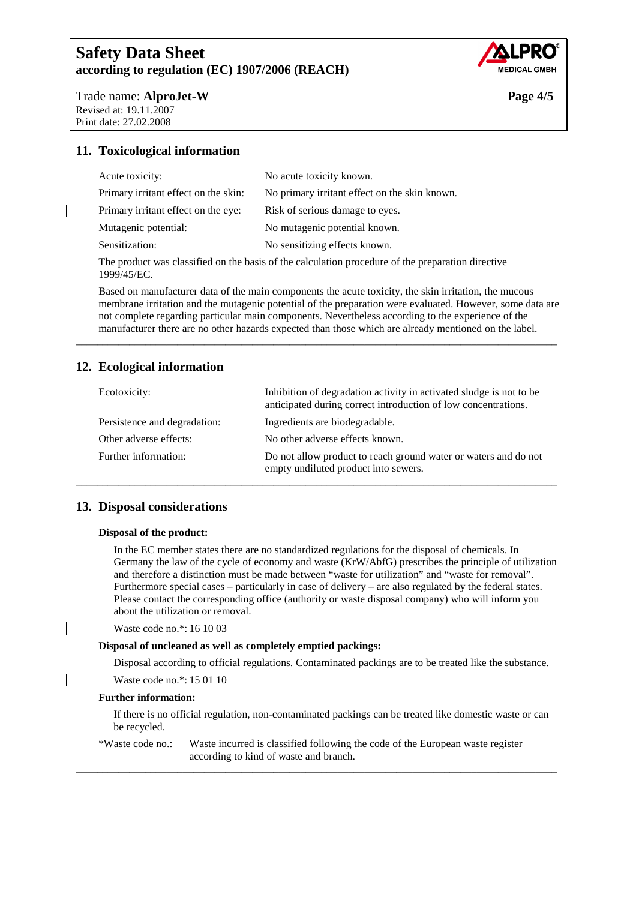## 11. Toxicological information

| | |
|---|---|
| Acute toxicity: | No acute toxicity known. |
| Primary irritant effect on the skin: | No primary irritant effect on the skin known. |
| Primary irritant effect on the eye: | Risk of serious damage to eyes. |
| Mutagenic potential: | No mutagenic potential known. |
| Sensitization: | No sensitizing effects known. |

The product was classified on the basis of the calculation procedure of the preparation directive 1999/45/EC.

Based on manufacturer data of the main components the acute toxicity, the skin irritation, the mucous membrane irritation and the mutagenic potential of the preparation were evaluated. However, some data are not complete regarding particular main components. Nevertheless according to the experience of the manufacturer there are no other hazards expected than those which are already mentioned on the label.

---

## 12. Ecological information

| | |
|---|---|
| Ecotoxicity: | Inhibition of degradation activity in activated sludge is not to be anticipated during correct introduction of low concentrations. |
| Persistence and degradation: | Ingredients are biodegradable. |
| Other adverse effects: | No other adverse effects known. |
| Further information: | Do not allow product to reach ground water or waters and do not empty undiluted product into sewers. |

---

## 13. Disposal considerations

**Disposal of the product:**

In the EC member states there are no standardized regulations for the disposal of chemicals. In Germany the law of the cycle of economy and waste (KrW/AbfG) prescribes the principle of utilization and therefore a distinction must be made between "waste for utilization" and "waste for removal". Furthermore special cases – particularly in case of delivery – are also regulated by the federal states. Please contact the corresponding office (authority or waste disposal company) who will inform you about the utilization or removal.

Waste code no.*: 16 10 03

**Disposal of uncleaned as well as completely emptied packings:**

Disposal according to official regulations. Contaminated packings are to be treated like the substance.

Waste code no.*: 15 01 10

**Further information:**

If there is no official regulation, non-contaminated packings can be treated like domestic waste or can be recycled.

*Waste code no.: Waste incurred is classified following the code of the European waste register according to kind of waste and branch.

---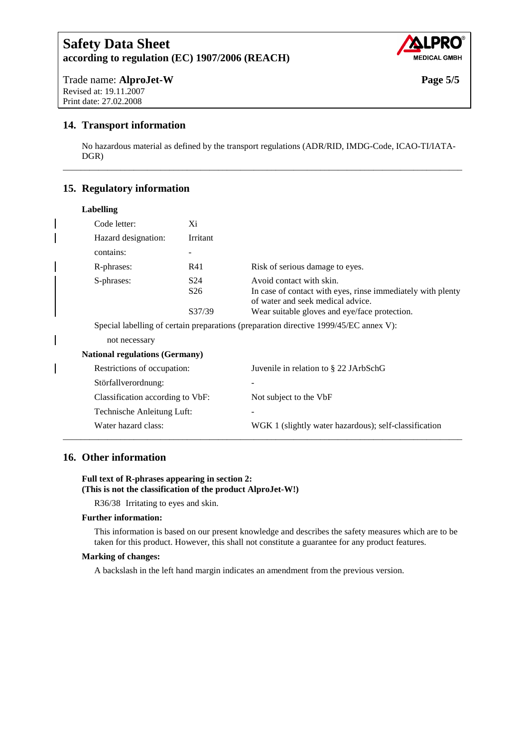## 14. Transport information

No hazardous material as defined by the transport regulations (ADR/RID, IMDG-Code, ICAO-TI/IATA-DGR)

---

## 15. Regulatory information

### Labelling

| | | |
|---|---|---|
| Code letter: | Xi | |
| Hazard designation: | Irritant | |
| contains: | - | |
| R-phrases: | R41 | Risk of serious damage to eyes. |
| S-phrases: | S24 | Avoid contact with skin. |
| | S26 | In case of contact with eyes, rinse immediately with plenty of water and seek medical advice. |
| | S37/39 | Wear suitable gloves and eye/face protection. |

Special labelling of certain preparations (preparation directive 1999/45/EC annex V):

not necessary

### National regulations (Germany)

| | |
|---|---|
| Restrictions of occupation: | Juvenile in relation to § 22 JArbSchG |
| Störfallverordnung: | - |
| Classification according to VbF: | Not subject to the VbF |
| Technische Anleitung Luft: | - |
| Water hazard class: | WGK 1 (slightly water hazardous); self-classification |

---

## 16. Other information

**Full text of R-phrases appearing in section 2:**
**(This is not the classification of the product AlproJet-W!)**

R36/38 Irritating to eyes and skin.

**Further information:**

This information is based on our present knowledge and describes the safety measures which are to be taken for this product. However, this shall not constitute a guarantee for any product features.

**Marking of changes:**

A backslash in the left hand margin indicates an amendment from the previous version.